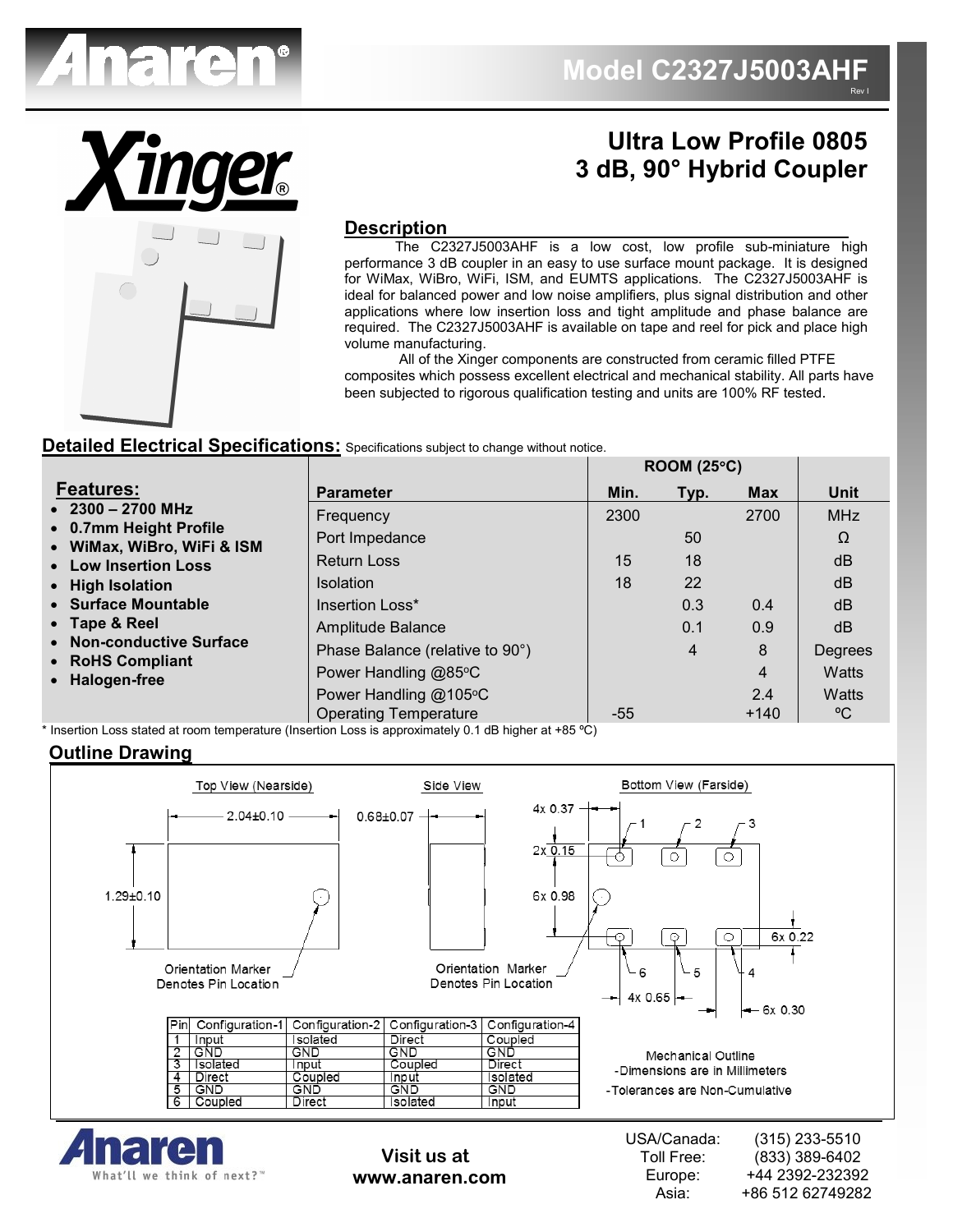# Model C2327J5003AHF

Rev I

## Ultra Low Profile 0805
## 3 dB, 90° Hybrid Coupler

### Description

The C2327J5003AHF is a low cost, low profile sub-miniature high performance 3 dB coupler in an easy to use surface mount package. It is designed for WiMax, WiBro, WiFi, ISM, and EUMTS applications. The C2327J5003AHF is ideal for balanced power and low noise amplifiers, plus signal distribution and other applications where low insertion loss and tight amplitude and phase balance are required. The C2327J5003AHF is available on tape and reel for pick and place high volume manufacturing.

All of the Xinger components are constructed from ceramic filled PTFE composites which possess excellent electrical and mechanical stability. All parts have been subjected to rigorous qualification testing and units are 100% RF tested.

### Detailed Electrical Specifications: Specifications subject to change without notice.

**Features:**
- **2300 – 2700 MHz**
- **0.7mm Height Profile**
- **WiMax, WiBro, WiFi & ISM**
- **Low Insertion Loss**
- **High Isolation**
- **Surface Mountable**
- **Tape & Reel**
- **Non-conductive Surface**
- **RoHS Compliant**
- **Halogen-free**

| Parameter | ROOM (25°C) Min. | Typ. | Max | Unit |
|---|---|---|---|---|
| Frequency | 2300 | | 2700 | MHz |
| Port Impedance | | 50 | | Ω |
| Return Loss | 15 | 18 | | dB |
| Isolation | 18 | 22 | | dB |
| Insertion Loss* | | 0.3 | 0.4 | dB |
| Amplitude Balance | | 0.1 | 0.9 | dB |
| Phase Balance (relative to 90°) | | 4 | 8 | Degrees |
| Power Handling @85°C | | | 4 | Watts |
| Power Handling @105°C | | | 2.4 | Watts |
| Operating Temperature | -55 | | +140 | °C |

\* Insertion Loss stated at room temperature (Insertion Loss is approximately 0.1 dB higher at +85 °C)

### Outline Drawing

Top View (Nearside): 2.04±0.10; 1.29±0.10; Orientation Marker Denotes Pin Location

Side View: 0.68±0.07; Orientation Marker Denotes Pin Location

Bottom View (Farside): 4x 0.37; 2x 0.15; 6x 0.98; 6x 0.22; 4x 0.65; 6x 0.30; pins 1, 2, 3 (top), 6, 5, 4 (bottom)

| Pin | Configuration-1 | Configuration-2 | Configuration-3 | Configuration-4 |
|---|---|---|---|---|
| 1 | Input | Isolated | Direct | Coupled |
| 2 | GND | GND | GND | GND |
| 3 | Isolated | Input | Coupled | Direct |
| 4 | Direct | Coupled | Input | Isolated |
| 5 | GND | GND | GND | GND |
| 6 | Coupled | Direct | Isolated | Input |

Mechanical Outline
- Dimensions are in Millimeters
- Tolerances are Non-Cumulative

What'll we think of next?™

Visit us at www.anaren.com

USA/Canada: (315) 233-5510
Toll Free: (833) 389-6402
Europe: +44 2392-232392
Asia: +86 512 62749282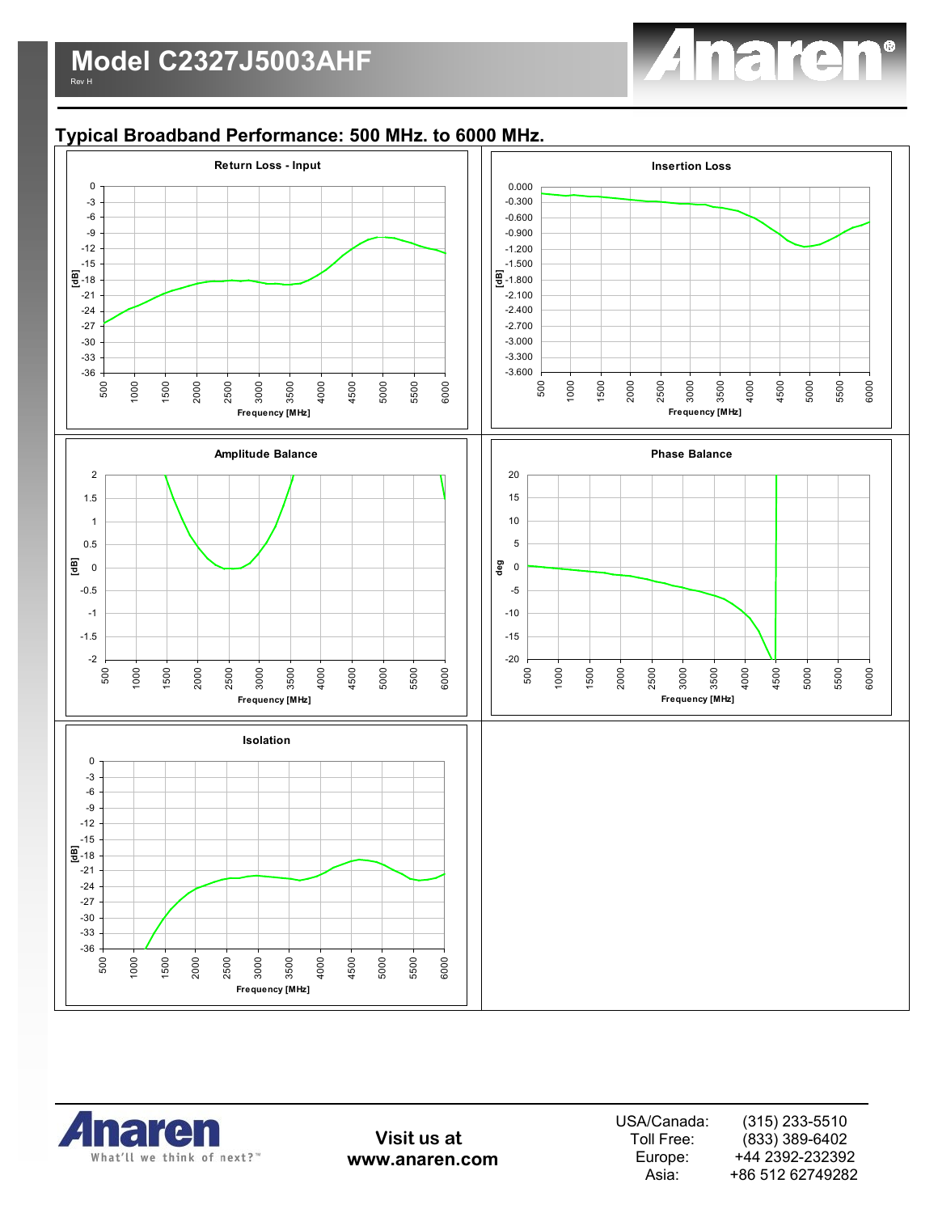## Model C2327J5003AHF

Rev H

### Typical Broadband Performance: 500 MHz. to 6000 MHz.

**Return Loss - Input**

**Insertion Loss**

**Amplitude Balance**

**Phase Balance**

**Isolation**

Visit us at
www.anaren.com

USA/Canada: (315) 233-5510
Toll Free: (833) 389-6402
Europe: +44 2392-232392
Asia: +86 512 62749282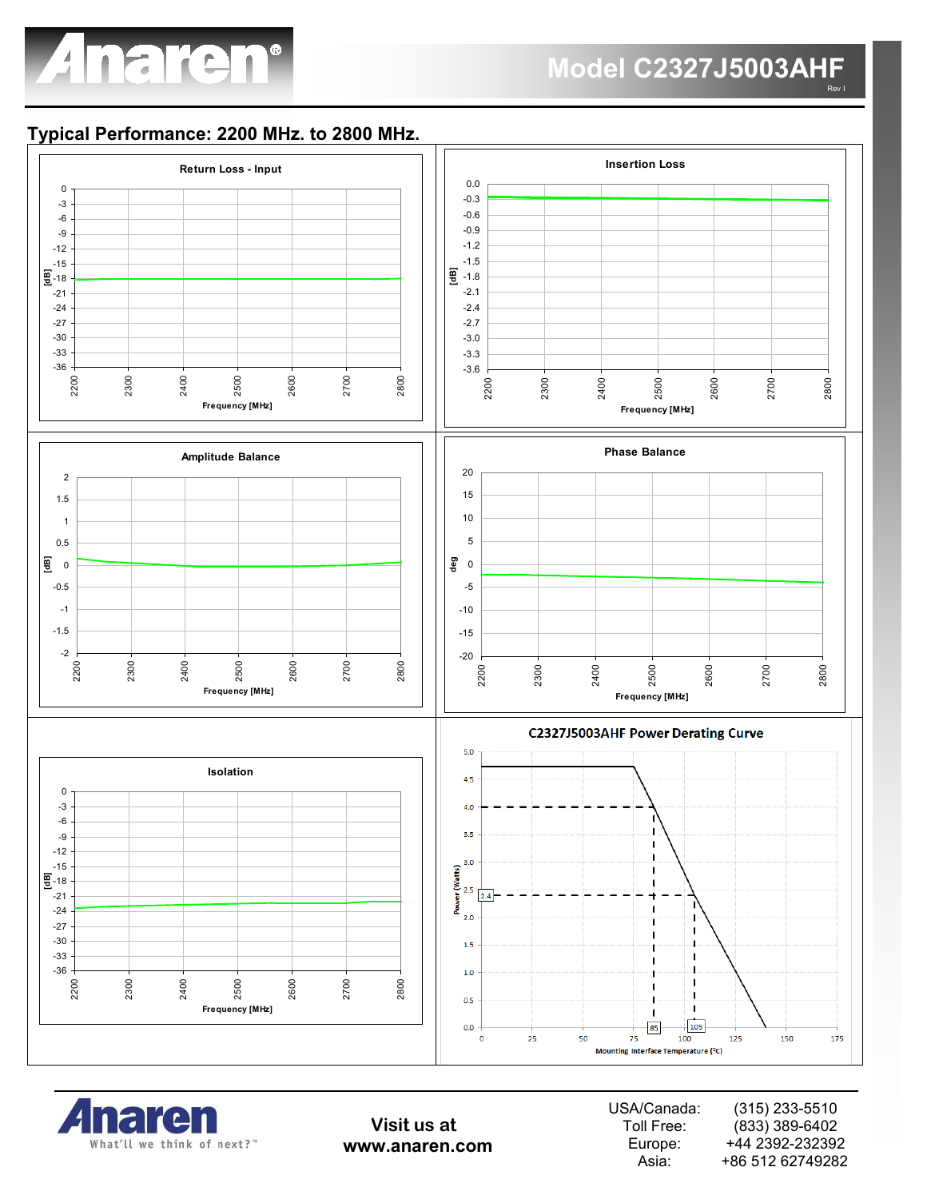## Typical Performance: 2200 MHz. to 2800 MHz.

**Return Loss - Input**

[dB] vs Frequency [MHz]

**Insertion Loss**

[dB] vs Frequency [MHz]

**Amplitude Balance**

[dB] vs Frequency [MHz]

**Phase Balance**

deg vs Frequency [MHz]

**Isolation**

[dB] vs Frequency [MHz]

**C2327J5003AHF Power Derating Curve**

Power (Watts) vs Mounting Interface Temperature (°C)

Visit us at
www.anaren.com

| | |
|---|---|
| USA/Canada: | (315) 233-5510 |
| Toll Free: | (833) 389-6402 |
| Europe: | +44 2392-232392 |
| Asia: | +86 512 62749282 |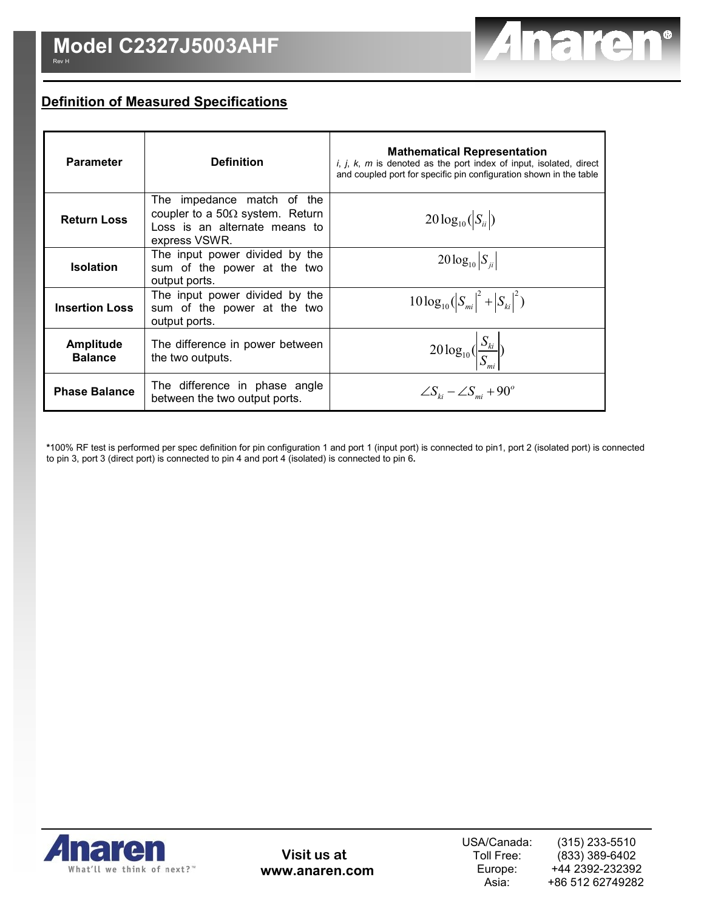## Definition of Measured Specifications

| Parameter | Definition | Mathematical Representation<br>*i, j, k, m* is denoted as the port index of input, isolated, direct and coupled port for specific pin configuration shown in the table |
|---|---|---|
| **Return Loss** | The impedance match of the coupler to a 50Ω system. Return Loss is an alternate means to express VSWR. | $20\log_{10}(\lvert S_{ii}\rvert)$ |
| **Isolation** | The input power divided by the sum of the power at the two output ports. | $20\log_{10}\lvert S_{ji}\rvert$ |
| **Insertion Loss** | The input power divided by the sum of the power at the two output ports. | $10\log_{10}(\lvert S_{mi}\rvert^2 + \lvert S_{ki}\rvert^2)$ |
| **Amplitude Balance** | The difference in power between the two outputs. | $20\log_{10}(\left\lvert \frac{S_{ki}}{S_{mi}} \right\rvert)$ |
| **Phase Balance** | The difference in phase angle between the two output ports. | $\angle S_{ki} - \angle S_{mi} + 90^o$ |

***100% RF test is performed per spec definition for pin configuration 1 and port 1 (input port) is connected to pin1, port 2 (isolated port) is connected to pin 3, port 3 (direct port) is connected to pin 4 and port 4 (isolated) is connected to pin 6.**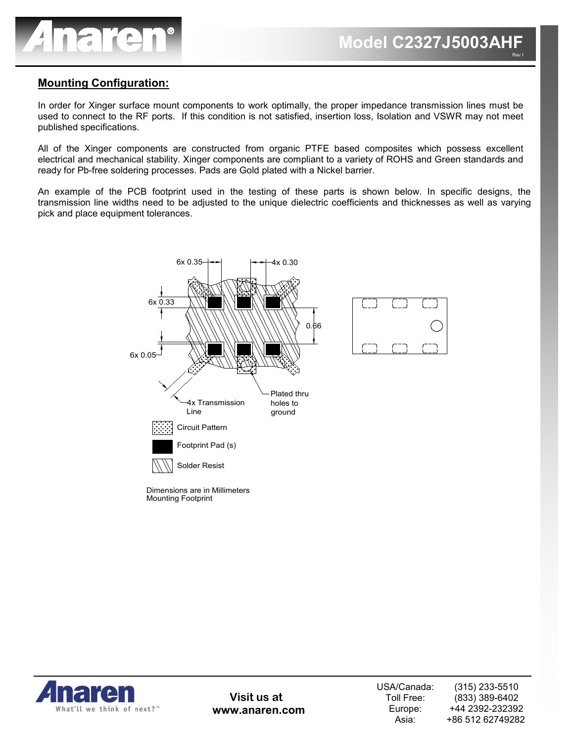## Mounting Configuration:

In order for Xinger surface mount components to work optimally, the proper impedance transmission lines must be used to connect to the RF ports. If this condition is not satisfied, insertion loss, Isolation and VSWR may not meet published specifications.

All of the Xinger components are constructed from organic PTFE based composites which possess excellent electrical and mechanical stability. Xinger components are compliant to a variety of ROHS and Green standards and ready for Pb-free soldering processes. Pads are Gold plated with a Nickel barrier.

An example of the PCB footprint used in the testing of these parts is shown below. In specific designs, the transmission line widths need to be adjusted to the unique dielectric coefficients and thicknesses as well as varying pick and place equipment tolerances.

6x 0.35 &nbsp; 4x 0.30

6x 0.33 &nbsp; 0.66

6x 0.05

4x Transmission Line

Plated thru holes to ground

Circuit Pattern

Footprint Pad (s)

Solder Resist

Dimensions are in Millimeters
Mounting Footprint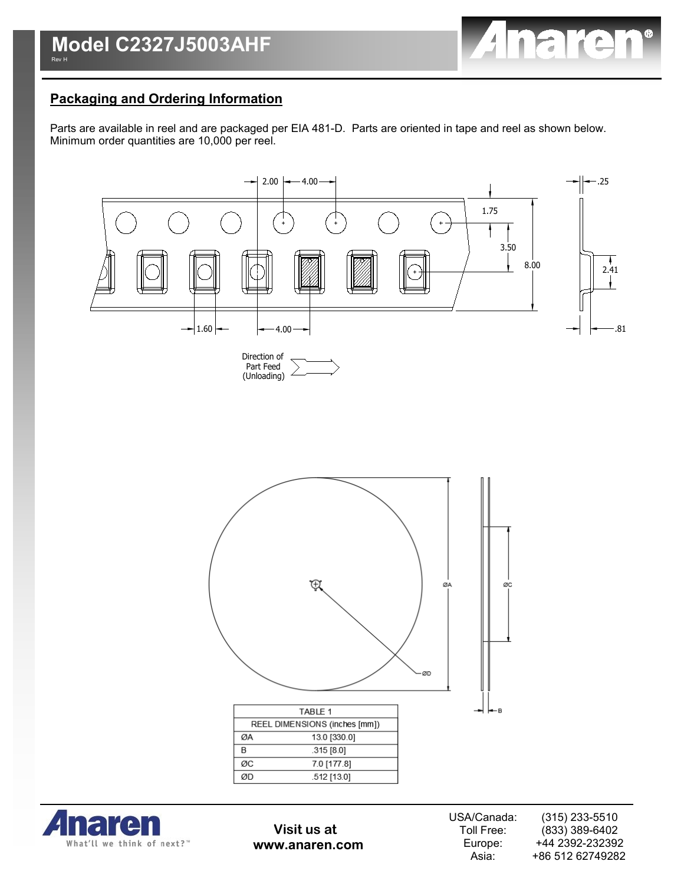## Packaging and Ordering Information

Parts are available in reel and are packaged per EIA 481-D. Parts are oriented in tape and reel as shown below. Minimum order quantities are 10,000 per reel.

2.00
4.00
.25
1.75
3.50
8.00
2.41
1.60
4.00
.81

Direction of Part Feed (Unloading)

ØA
ØC
ØD
B

| TABLE 1 | |
|---|---|
| REEL DIMENSIONS (inches [mm]) | |
| ØA | 13.0 [330.0] |
| B | .315 [8.0] |
| ØC | 7.0 [177.8] |
| ØD | .512 [13.0] |